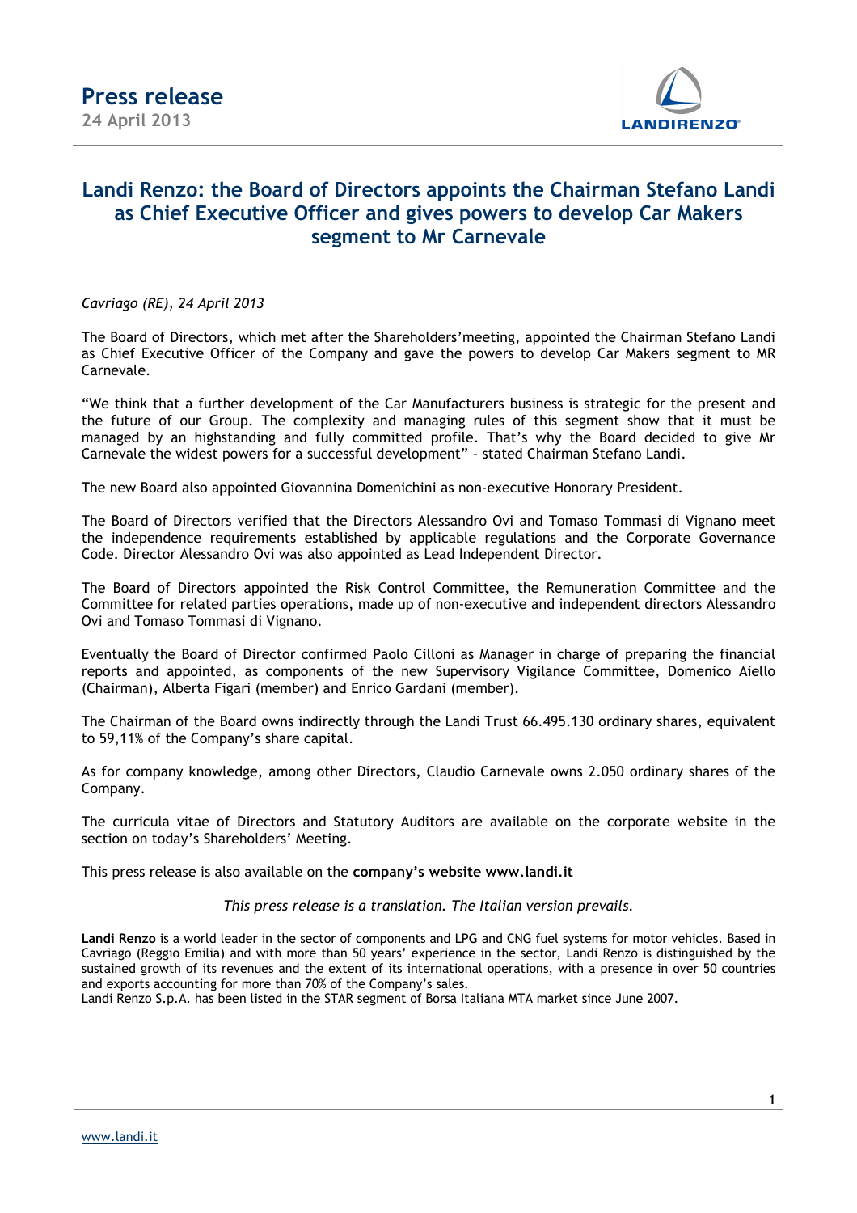# Press release

**24 April 2013**

## Landi Renzo: the Board of Directors appoints the Chairman Stefano Landi as Chief Executive Officer and gives powers to develop Car Makers segment to Mr Carnevale

*Cavriago (RE), 24 April 2013*

The Board of Directors, which met after the Shareholders'meeting, appointed the Chairman Stefano Landi as Chief Executive Officer of the Company and gave the powers to develop Car Makers segment to MR Carnevale.

"We think that a further development of the Car Manufacturers business is strategic for the present and the future of our Group. The complexity and managing rules of this segment show that it must be managed by an highstanding and fully committed profile. That's why the Board decided to give Mr Carnevale the widest powers for a successful development" - stated Chairman Stefano Landi.

The new Board also appointed Giovannina Domenichini as non-executive Honorary President.

The Board of Directors verified that the Directors Alessandro Ovi and Tomaso Tommasi di Vignano meet the independence requirements established by applicable regulations and the Corporate Governance Code. Director Alessandro Ovi was also appointed as Lead Independent Director.

The Board of Directors appointed the Risk Control Committee, the Remuneration Committee and the Committee for related parties operations, made up of non-executive and independent directors Alessandro Ovi and Tomaso Tommasi di Vignano.

Eventually the Board of Director confirmed Paolo Cilloni as Manager in charge of preparing the financial reports and appointed, as components of the new Supervisory Vigilance Committee, Domenico Aiello (Chairman), Alberta Figari (member) and Enrico Gardani (member).

The Chairman of the Board owns indirectly through the Landi Trust 66.495.130 ordinary shares, equivalent to 59,11% of the Company's share capital.

As for company knowledge, among other Directors, Claudio Carnevale owns 2.050 ordinary shares of the Company.

The curricula vitae of Directors and Statutory Auditors are available on the corporate website in the section on today's Shareholders' Meeting.

This press release is also available on the **company's website www.landi.it**

*This press release is a translation. The Italian version prevails.*

**Landi Renzo** is a world leader in the sector of components and LPG and CNG fuel systems for motor vehicles. Based in Cavriago (Reggio Emilia) and with more than 50 years' experience in the sector, Landi Renzo is distinguished by the sustained growth of its revenues and the extent of its international operations, with a presence in over 50 countries and exports accounting for more than 70% of the Company's sales.
Landi Renzo S.p.A. has been listed in the STAR segment of Borsa Italiana MTA market since June 2007.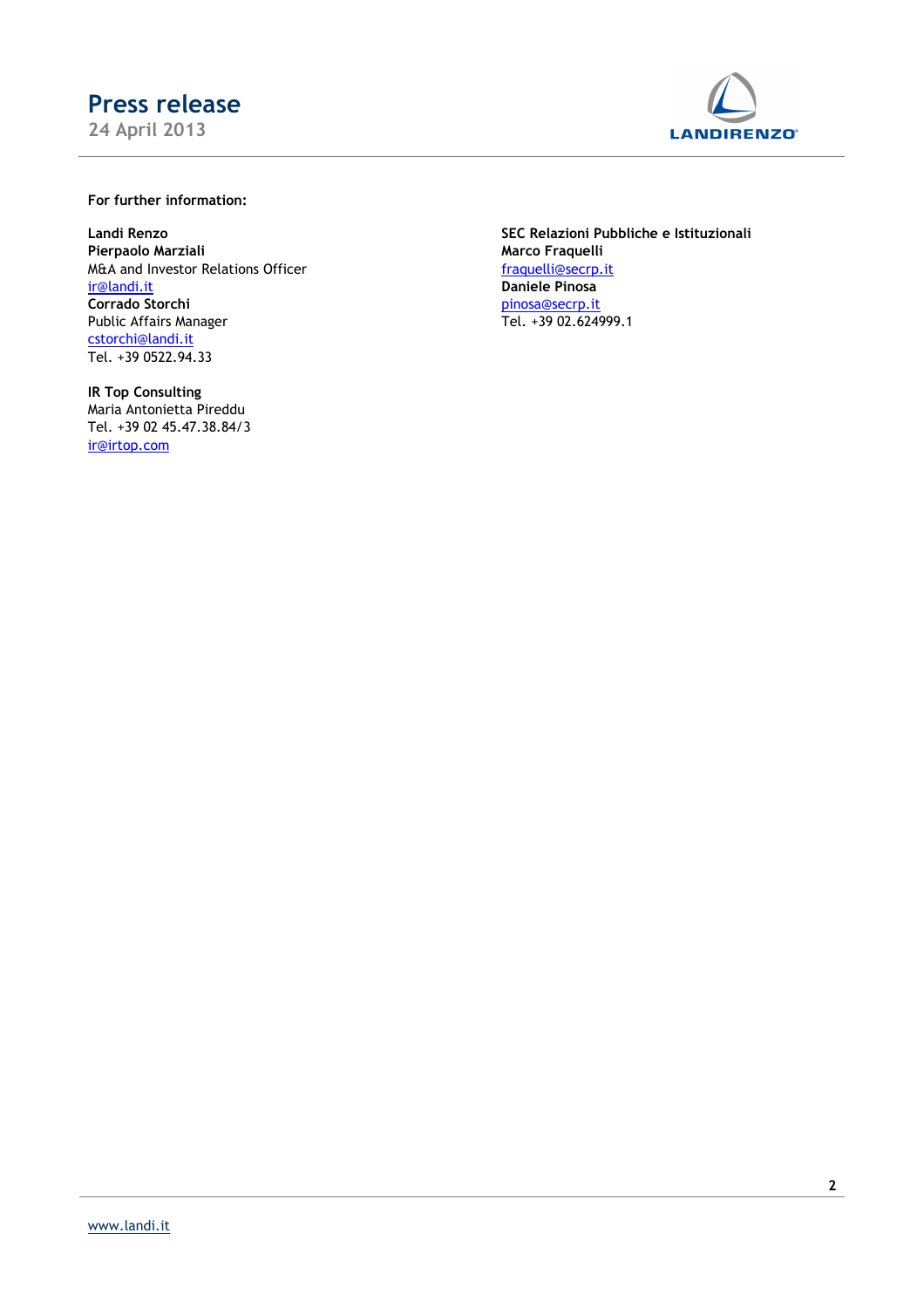**For further information:**

**Landi Renzo**
**Pierpaolo Marziali**
M&A and Investor Relations Officer
ir@landi.it
**Corrado Storchi**
Public Affairs Manager
cstorchi@landi.it
Tel. +39 0522.94.33

**IR Top Consulting**
Maria Antonietta Pireddu
Tel. +39 02 45.47.38.84/3
ir@irtop.com

**SEC Relazioni Pubbliche e Istituzionali**
**Marco Fraquelli**
fraquelli@secrp.it
**Daniele Pinosa**
pinosa@secrp.it
Tel. +39 02.624999.1

www.landi.it